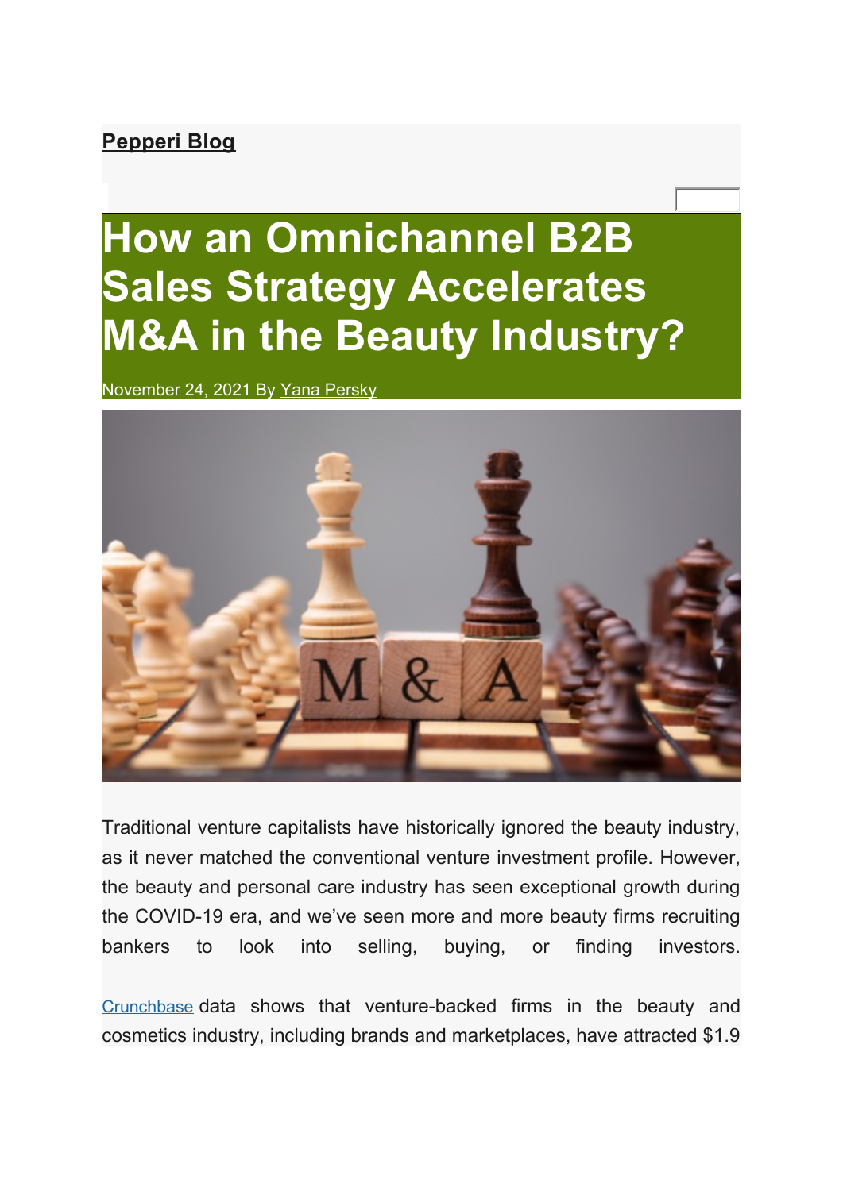**Pepperi Blog**

# How an Omnichannel B2B Sales Strategy Accelerates M&A in the Beauty Industry?

November 24, 2021 By Yana Persky

Traditional venture capitalists have historically ignored the beauty industry, as it never matched the conventional venture investment profile. However, the beauty and personal care industry has seen exceptional growth during the COVID-19 era, and we've seen more and more beauty firms recruiting bankers to look into selling, buying, or finding investors.

Crunchbase data shows that venture-backed firms in the beauty and cosmetics industry, including brands and marketplaces, have attracted $1.9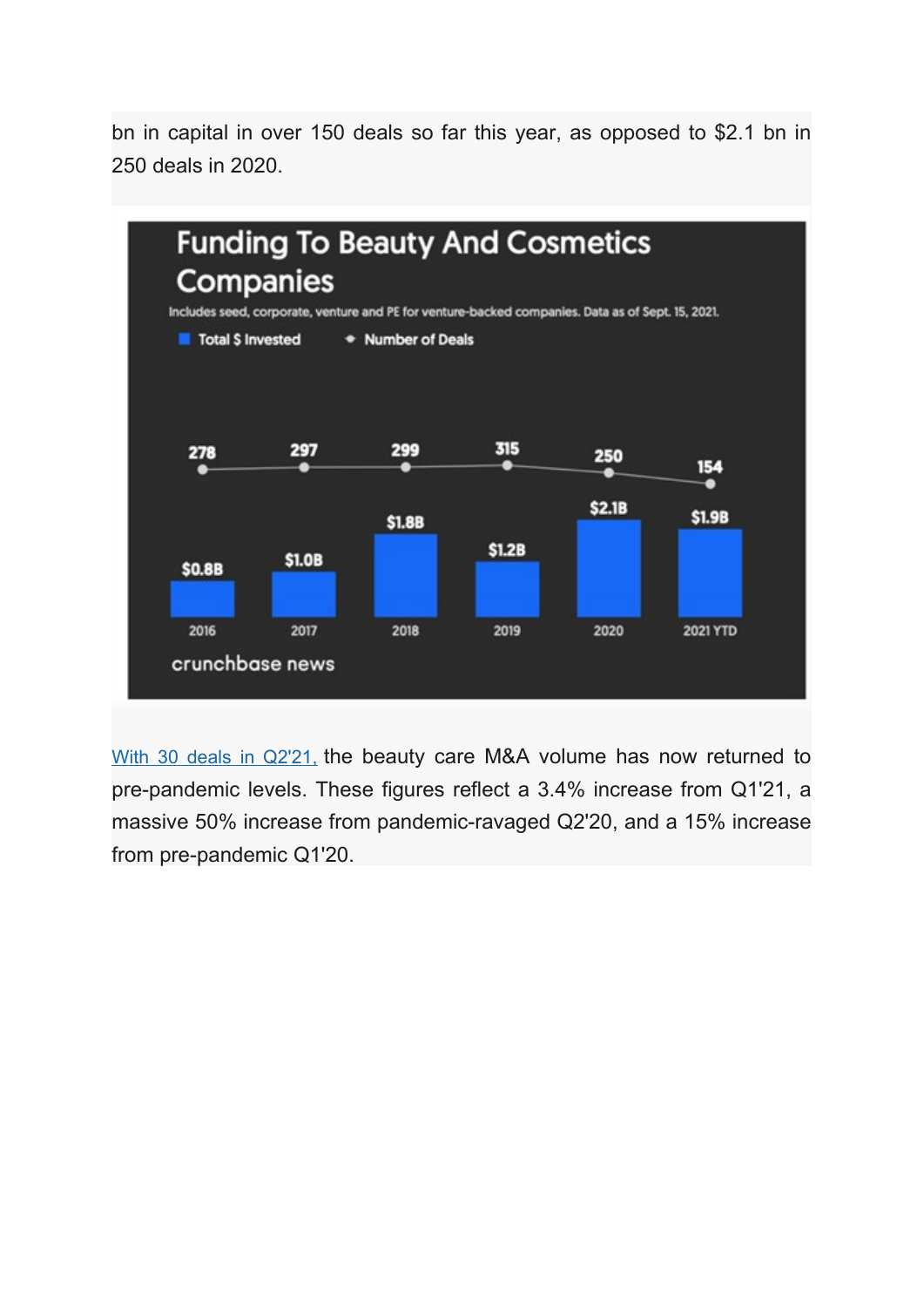bn in capital in over 150 deals so far this year, as opposed to $2.1 bn in 250 deals in 2020.

**Funding To Beauty And Cosmetics Companies**

Includes seed, corporate, venture and PE for venture-backed companies. Data as of Sept. 15, 2021.

| Year | Total $ Invested | Number of Deals |
| --- | --- | --- |
| 2016 | $0.8B | 278 |
| 2017 | $1.0B | 297 |
| 2018 | $1.8B | 299 |
| 2019 | $1.2B | 315 |
| 2020 | $2.1B | 250 |
| 2021 YTD | $1.9B | 154 |

crunchbase news

[With 30 deals in Q2'21,](#) the beauty care M&A volume has now returned to pre-pandemic levels. These figures reflect a 3.4% increase from Q1'21, a massive 50% increase from pandemic-ravaged Q2'20, and a 15% increase from pre-pandemic Q1'20.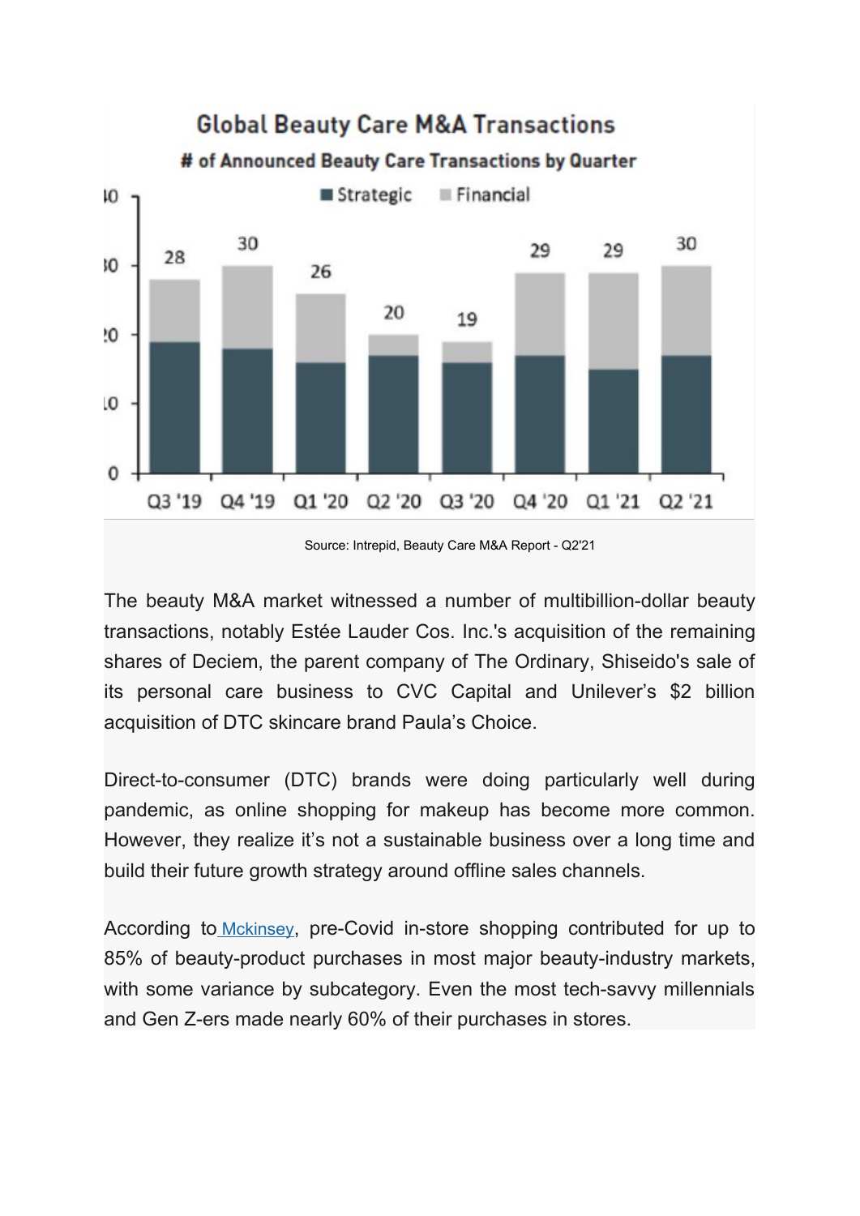**Global Beauty Care M&A Transactions**

**# of Announced Beauty Care Transactions by Quarter**

Strategic | Financial

| Quarter | Q3 '19 | Q4 '19 | Q1 '20 | Q2 '20 | Q3 '20 | Q4 '20 | Q1 '21 | Q2 '21 |
|---|---|---|---|---|---|---|---|---|
| Total | 28 | 30 | 26 | 20 | 19 | 29 | 29 | 30 |

Source: Intrepid, Beauty Care M&A Report - Q2'21

The beauty M&A market witnessed a number of multibillion-dollar beauty transactions, notably Estée Lauder Cos. Inc.'s acquisition of the remaining shares of Deciem, the parent company of The Ordinary, Shiseido's sale of its personal care business to CVC Capital and Unilever's $2 billion acquisition of DTC skincare brand Paula's Choice.

Direct-to-consumer (DTC) brands were doing particularly well during pandemic, as online shopping for makeup has become more common. However, they realize it's not a sustainable business over a long time and build their future growth strategy around offline sales channels.

According to [Mckinsey](), pre-Covid in-store shopping contributed for up to 85% of beauty-product purchases in most major beauty-industry markets, with some variance by subcategory. Even the most tech-savvy millennials and Gen Z-ers made nearly 60% of their purchases in stores.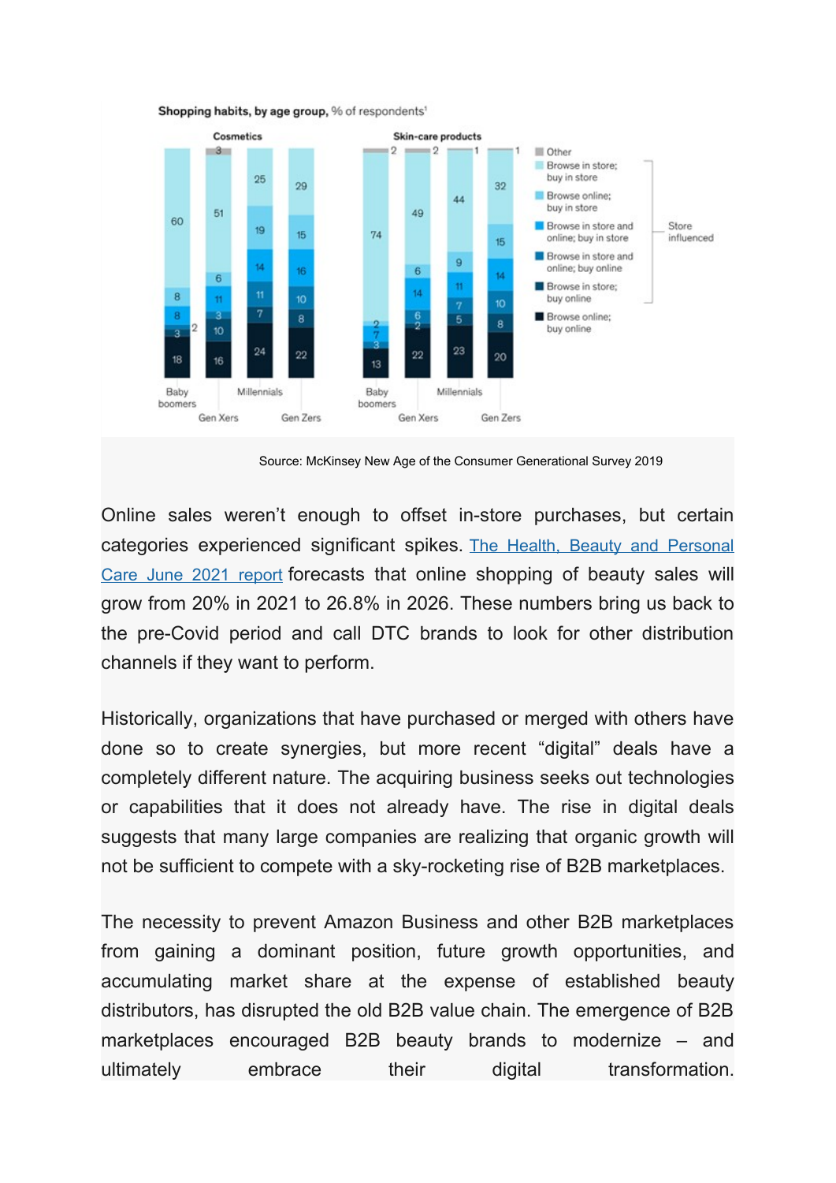**Shopping habits, by age group,** % of respondents[1]

| | Cosmetics | | | | Skin-care products | | | |
|---|---|---|---|---|---|---|---|---|
| | Baby boomers | Gen Xers | Millennials | Gen Zers | Baby boomers | Gen Xers | Millennials | Gen Zers |
| Other | | 3 | | | 2 | 2 | 1 | 1 |
| Browse in store; buy in store | 60 | 51 | 25 | 29 | 74 | 49 | 44 | 32 |
| Browse online; buy in store | 8 | 6 | 19 | 15 | 2 | 6 | 9 | 15 |
| Browse in store and online; buy in store | 8 | 11 | 14 | 16 | 7 | 14 | 11 | 14 |
| Browse in store and online; buy online | 3 | 3 | 11 | 10 | 3 | 6 | 7 | 10 |
| Browse in store; buy online | 2 | 10 | 7 | 8 | | 2 | 5 | 8 |
| Browse online; buy online | 18 | 16 | 24 | 22 | 13 | 22 | 23 | 20 |

Store influenced: Browse in store; buy in store – Browse in store; buy online

Source: McKinsey New Age of the Consumer Generational Survey 2019

Online sales weren't enough to offset in-store purchases, but certain categories experienced significant spikes. The Health, Beauty and Personal Care June 2021 report forecasts that online shopping of beauty sales will grow from 20% in 2021 to 26.8% in 2026. These numbers bring us back to the pre-Covid period and call DTC brands to look for other distribution channels if they want to perform.

Historically, organizations that have purchased or merged with others have done so to create synergies, but more recent "digital" deals have a completely different nature. The acquiring business seeks out technologies or capabilities that it does not already have. The rise in digital deals suggests that many large companies are realizing that organic growth will not be sufficient to compete with a sky-rocketing rise of B2B marketplaces.

The necessity to prevent Amazon Business and other B2B marketplaces from gaining a dominant position, future growth opportunities, and accumulating market share at the expense of established beauty distributors, has disrupted the old B2B value chain. The emergence of B2B marketplaces encouraged B2B beauty brands to modernize – and ultimately embrace their digital transformation.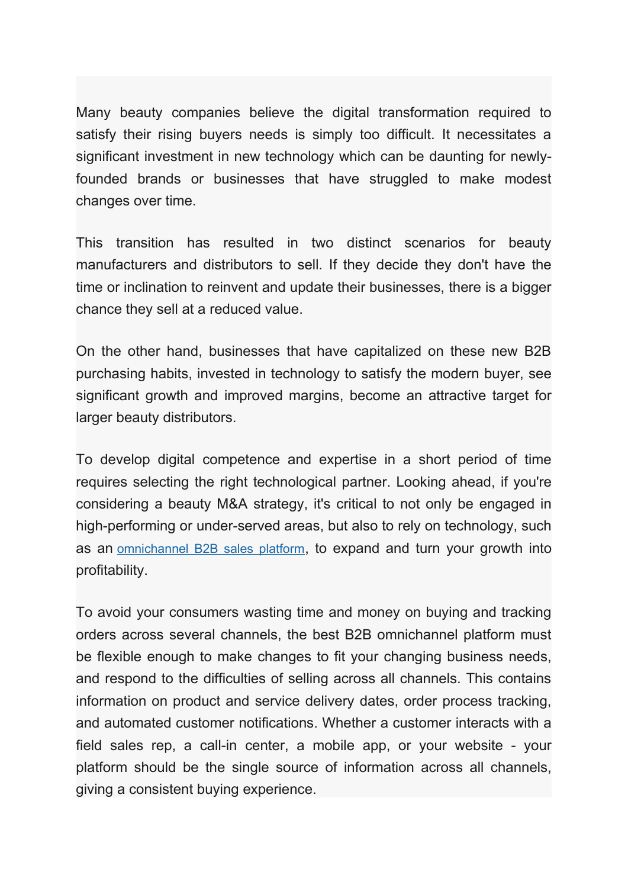Many beauty companies believe the digital transformation required to satisfy their rising buyers needs is simply too difficult. It necessitates a significant investment in new technology which can be daunting for newly-founded brands or businesses that have struggled to make modest changes over time.

This transition has resulted in two distinct scenarios for beauty manufacturers and distributors to sell. If they decide they don't have the time or inclination to reinvent and update their businesses, there is a bigger chance they sell at a reduced value.

On the other hand, businesses that have capitalized on these new B2B purchasing habits, invested in technology to satisfy the modern buyer, see significant growth and improved margins, become an attractive target for larger beauty distributors.

To develop digital competence and expertise in a short period of time requires selecting the right technological partner. Looking ahead, if you're considering a beauty M&A strategy, it's critical to not only be engaged in high-performing or under-served areas, but also to rely on technology, such as an omnichannel B2B sales platform, to expand and turn your growth into profitability.

To avoid your consumers wasting time and money on buying and tracking orders across several channels, the best B2B omnichannel platform must be flexible enough to make changes to fit your changing business needs, and respond to the difficulties of selling across all channels. This contains information on product and service delivery dates, order process tracking, and automated customer notifications. Whether a customer interacts with a field sales rep, a call-in center, a mobile app, or your website - your platform should be the single source of information across all channels, giving a consistent buying experience.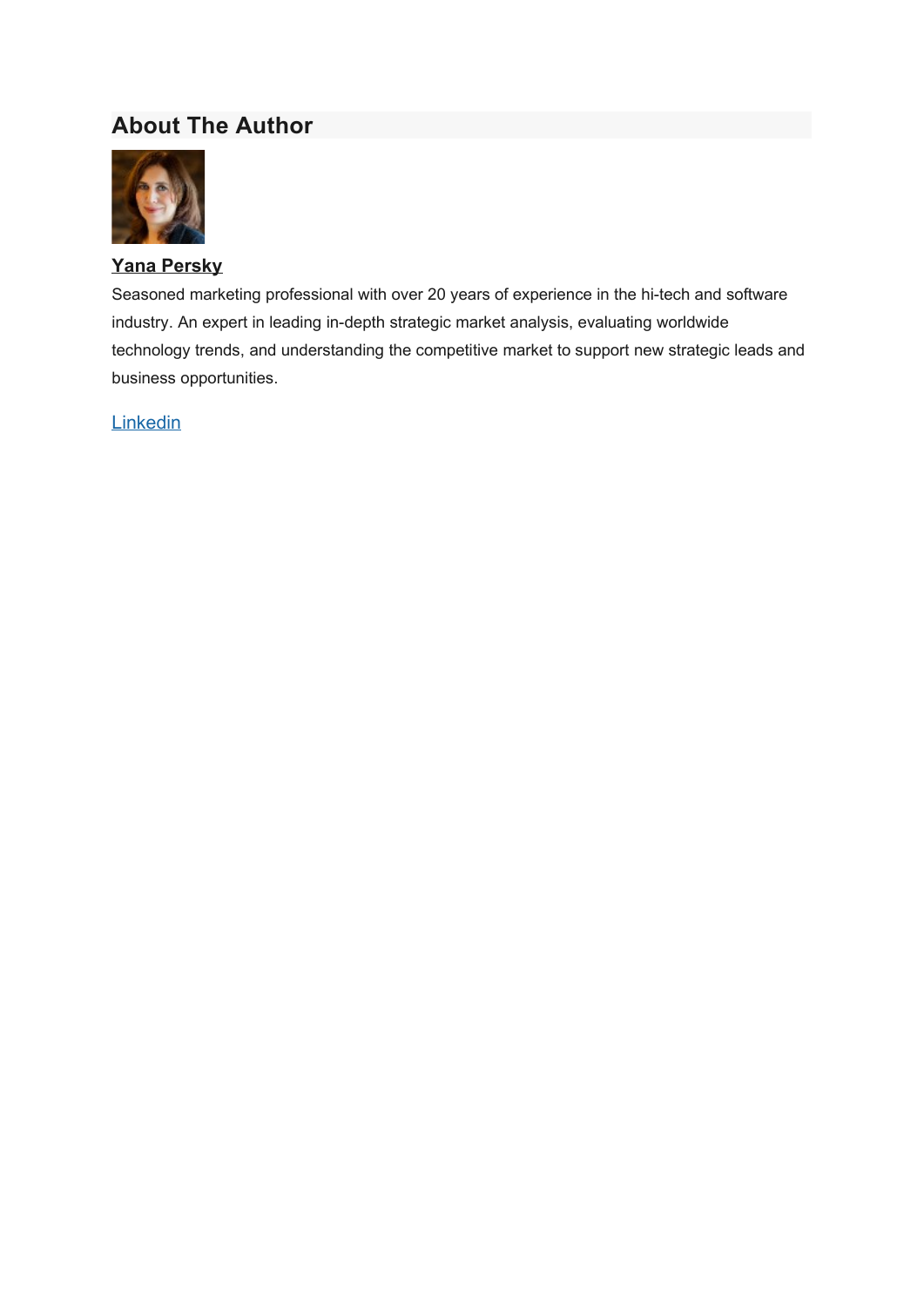## About The Author

**Yana Persky**

Seasoned marketing professional with over 20 years of experience in the hi-tech and software industry. An expert in leading in-depth strategic market analysis, evaluating worldwide technology trends, and understanding the competitive market to support new strategic leads and business opportunities.

Linkedin